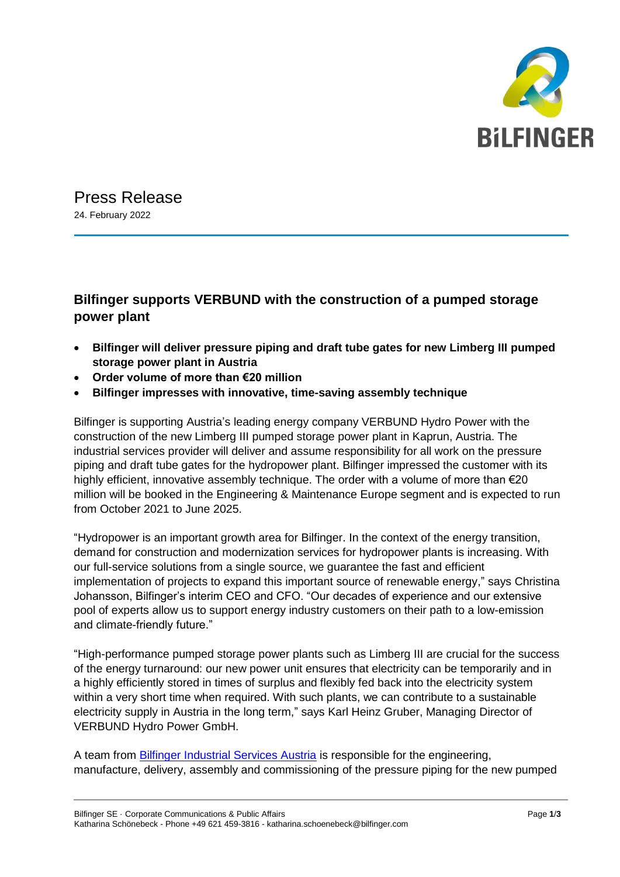Press Release

24. February 2022

## Bilfinger supports VERBUND with the construction of a pumped storage power plant

- **Bilfinger will deliver pressure piping and draft tube gates for new Limberg III pumped storage power plant in Austria**
- **Order volume of more than €20 million**
- **Bilfinger impresses with innovative, time-saving assembly technique**

Bilfinger is supporting Austria's leading energy company VERBUND Hydro Power with the construction of the new Limberg III pumped storage power plant in Kaprun, Austria. The industrial services provider will deliver and assume responsibility for all work on the pressure piping and draft tube gates for the hydropower plant. Bilfinger impressed the customer with its highly efficient, innovative assembly technique. The order with a volume of more than €20 million will be booked in the Engineering & Maintenance Europe segment and is expected to run from October 2021 to June 2025.

"Hydropower is an important growth area for Bilfinger. In the context of the energy transition, demand for construction and modernization services for hydropower plants is increasing. With our full-service solutions from a single source, we guarantee the fast and efficient implementation of projects to expand this important source of renewable energy," says Christina Johansson, Bilfinger's interim CEO and CFO. "Our decades of experience and our extensive pool of experts allow us to support energy industry customers on their path to a low-emission and climate-friendly future."

"High-performance pumped storage power plants such as Limberg III are crucial for the success of the energy turnaround: our new power unit ensures that electricity can be temporarily and in a highly efficiently stored in times of surplus and flexibly fed back into the electricity system within a very short time when required. With such plants, we can contribute to a sustainable electricity supply in Austria in the long term," says Karl Heinz Gruber, Managing Director of VERBUND Hydro Power GmbH.

A team from Bilfinger Industrial Services Austria is responsible for the engineering, manufacture, delivery, assembly and commissioning of the pressure piping for the new pumped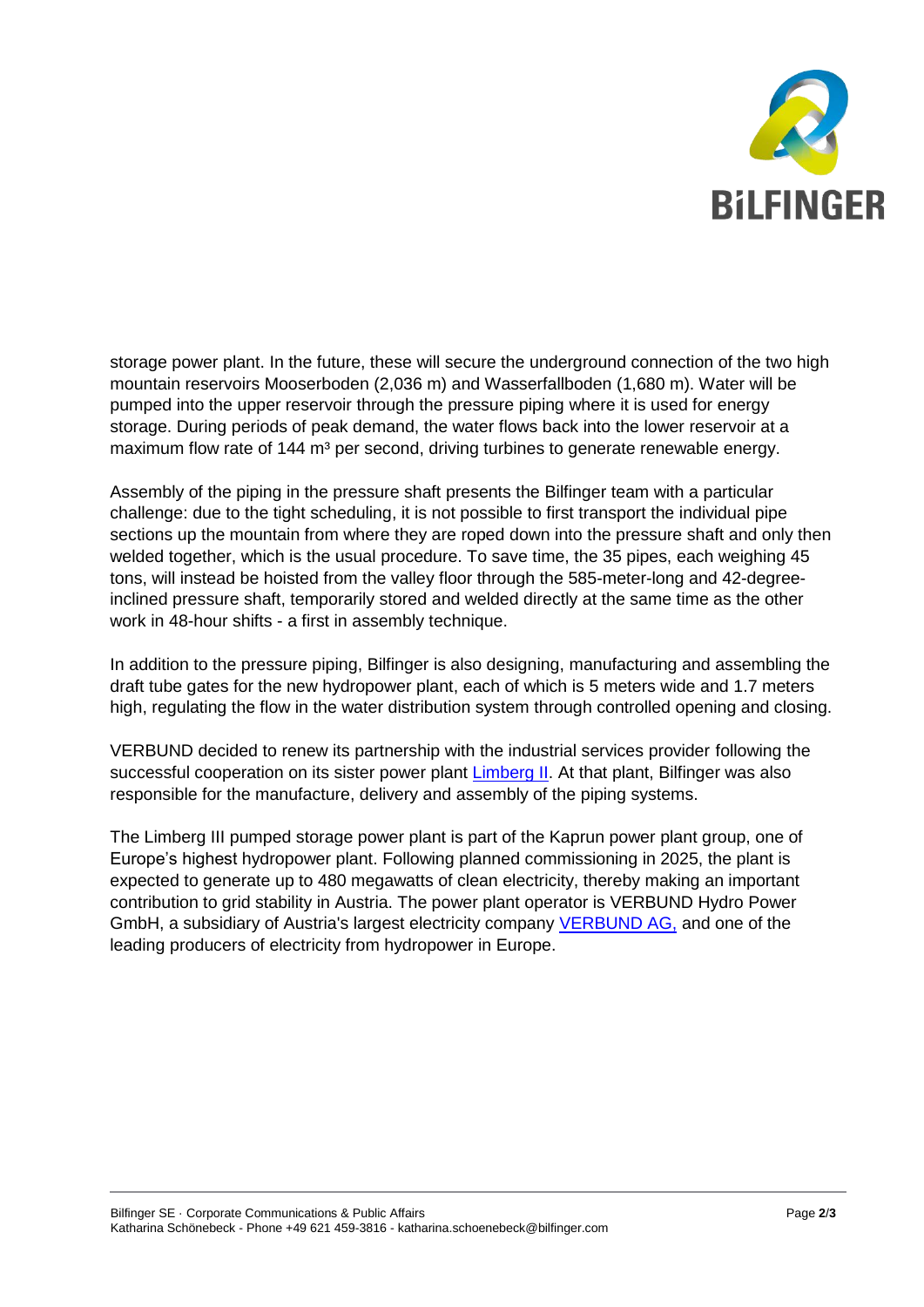storage power plant. In the future, these will secure the underground connection of the two high mountain reservoirs Mooserboden (2,036 m) and Wasserfallboden (1,680 m). Water will be pumped into the upper reservoir through the pressure piping where it is used for energy storage. During periods of peak demand, the water flows back into the lower reservoir at a maximum flow rate of 144 $m^3$ per second, driving turbines to generate renewable energy.

Assembly of the piping in the pressure shaft presents the Bilfinger team with a particular challenge: due to the tight scheduling, it is not possible to first transport the individual pipe sections up the mountain from where they are roped down into the pressure shaft and only then welded together, which is the usual procedure. To save time, the 35 pipes, each weighing 45 tons, will instead be hoisted from the valley floor through the 585-meter-long and 42-degree-inclined pressure shaft, temporarily stored and welded directly at the same time as the other work in 48-hour shifts - a first in assembly technique.

In addition to the pressure piping, Bilfinger is also designing, manufacturing and assembling the draft tube gates for the new hydropower plant, each of which is 5 meters wide and 1.7 meters high, regulating the flow in the water distribution system through controlled opening and closing.

VERBUND decided to renew its partnership with the industrial services provider following the successful cooperation on its sister power plant Limberg II. At that plant, Bilfinger was also responsible for the manufacture, delivery and assembly of the piping systems.

The Limberg III pumped storage power plant is part of the Kaprun power plant group, one of Europe's highest hydropower plant. Following planned commissioning in 2025, the plant is expected to generate up to 480 megawatts of clean electricity, thereby making an important contribution to grid stability in Austria. The power plant operator is VERBUND Hydro Power GmbH, a subsidiary of Austria's largest electricity company VERBUND AG, and one of the leading producers of electricity from hydropower in Europe.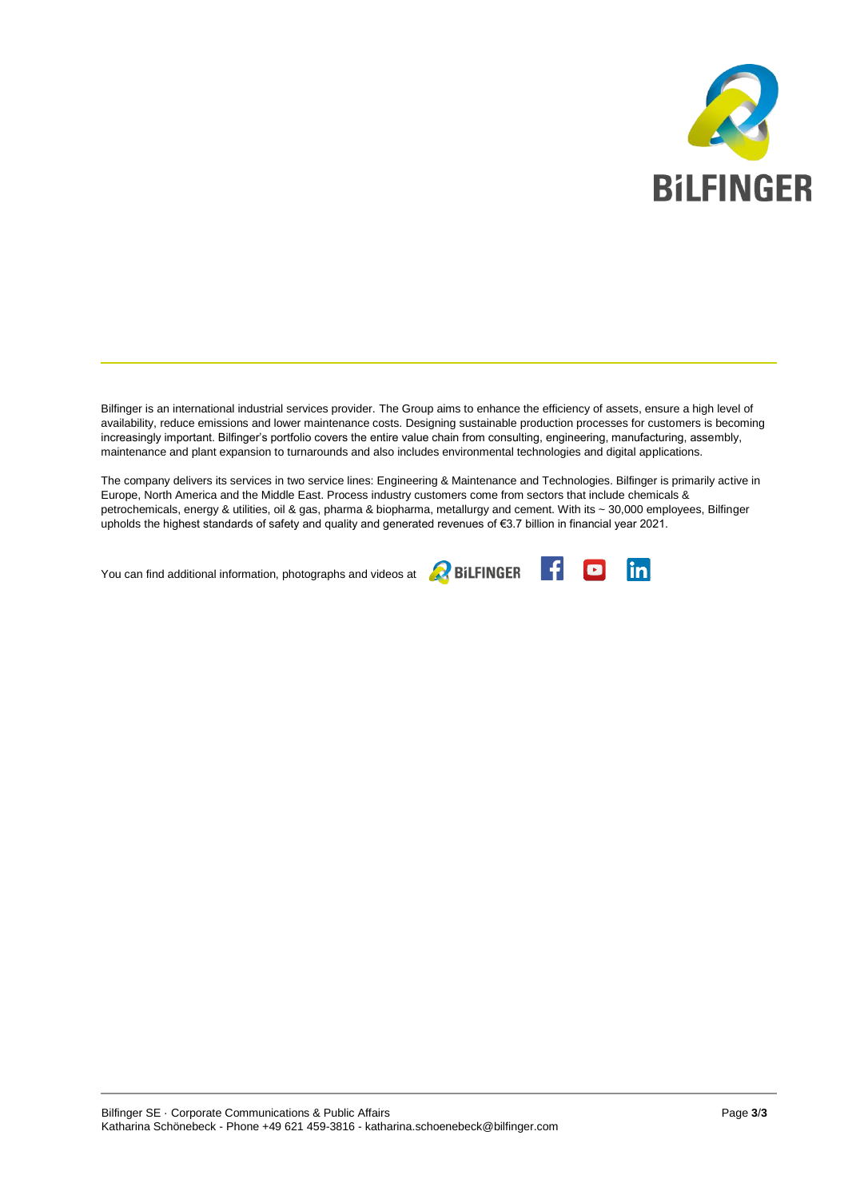Bilfinger is an international industrial services provider. The Group aims to enhance the efficiency of assets, ensure a high level of availability, reduce emissions and lower maintenance costs. Designing sustainable production processes for customers is becoming increasingly important. Bilfinger's portfolio covers the entire value chain from consulting, engineering, manufacturing, assembly, maintenance and plant expansion to turnarounds and also includes environmental technologies and digital applications.

The company delivers its services in two service lines: Engineering & Maintenance and Technologies. Bilfinger is primarily active in Europe, North America and the Middle East. Process industry customers come from sectors that include chemicals & petrochemicals, energy & utilities, oil & gas, pharma & biopharma, metallurgy and cement. With its ~ 30,000 employees, Bilfinger upholds the highest standards of safety and quality and generated revenues of €3.7 billion in financial year 2021.

You can find additional information, photographs and videos at BILFINGER

Bilfinger SE · Corporate Communications & Public Affairs
Katharina Schönebeck - Phone +49 621 459-3816 - katharina.schoenebeck@bilfinger.com